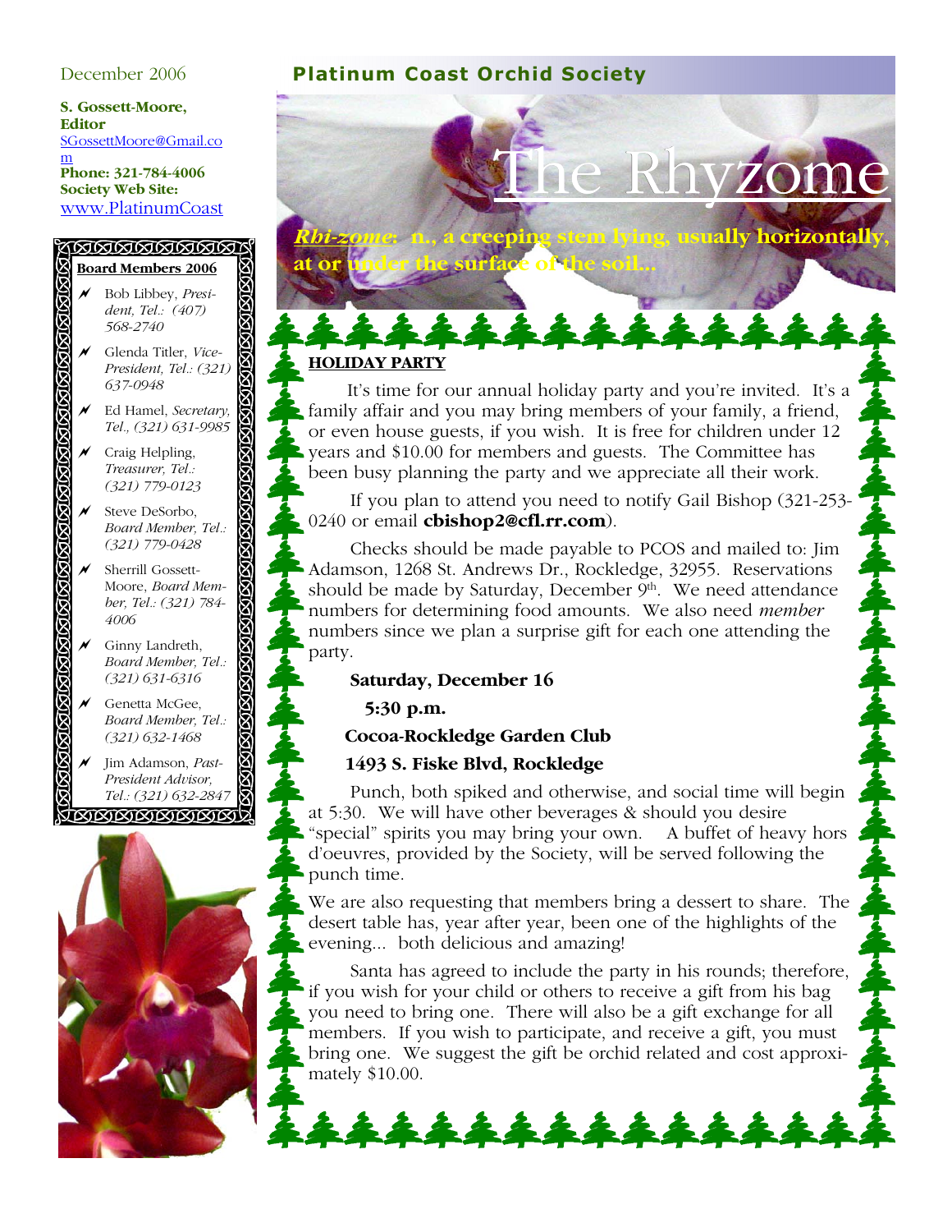December 2006

**S. Gossett-Moore, Editor**
SGossettMoore@Gmail.com
**Phone: 321-784-4006**
**Society Web Site:**
www.PlatinumCoast

**Board Members 2006**

- Bob Libbey, *President, Tel.: (407) 568-2740*
- Glenda Titler, *Vice-President, Tel.: (321) 637-0948*
- Ed Hamel, *Secretary, Tel., (321) 631-9985*
- Craig Helpling, *Treasurer, Tel.: (321) 779-0123*
- Steve DeSorbo, *Board Member, Tel.: (321) 779-0428*
- Sherrill Gossett-Moore, *Board Member, Tel.: (321) 784-4006*
- Ginny Landreth, *Board Member, Tel.: (321) 631-6316*
- Genetta McGee, *Board Member, Tel.: (321) 632-1468*
- Jim Adamson, *Past-President Advisor, Tel.: (321) 632-2847*

**Platinum Coast Orchid Society**

# The Rhyzome

***Rhi-zome*: n., a creeping stem lying, usually horizontally, at or under the surface of the soil...**

## HOLIDAY PARTY

It's time for our annual holiday party and you're invited. It's a family affair and you may bring members of your family, a friend, or even house guests, if you wish. It is free for children under 12 years and $10.00 for members and guests. The Committee has been busy planning the party and we appreciate all their work.

If you plan to attend you need to notify Gail Bishop (321-253-0240 or email **cbishop2@cfl.rr.com**).

Checks should be made payable to PCOS and mailed to: Jim Adamson, 1268 St. Andrews Dr., Rockledge, 32955. Reservations should be made by Saturday, December 9th. We need attendance numbers for determining food amounts. We also need *member* numbers since we plan a surprise gift for each one attending the party.

**Saturday, December 16**

**5:30 p.m.**

**Cocoa-Rockledge Garden Club**

**1493 S. Fiske Blvd, Rockledge**

Punch, both spiked and otherwise, and social time will begin at 5:30. We will have other beverages & should you desire "special" spirits you may bring your own. A buffet of heavy hors d'oeuvres, provided by the Society, will be served following the punch time.

We are also requesting that members bring a dessert to share. The desert table has, year after year, been one of the highlights of the evening... both delicious and amazing!

Santa has agreed to include the party in his rounds; therefore, if you wish for your child or others to receive a gift from his bag you need to bring one. There will also be a gift exchange for all members. If you wish to participate, and receive a gift, you must bring one. We suggest the gift be orchid related and cost approximately $10.00.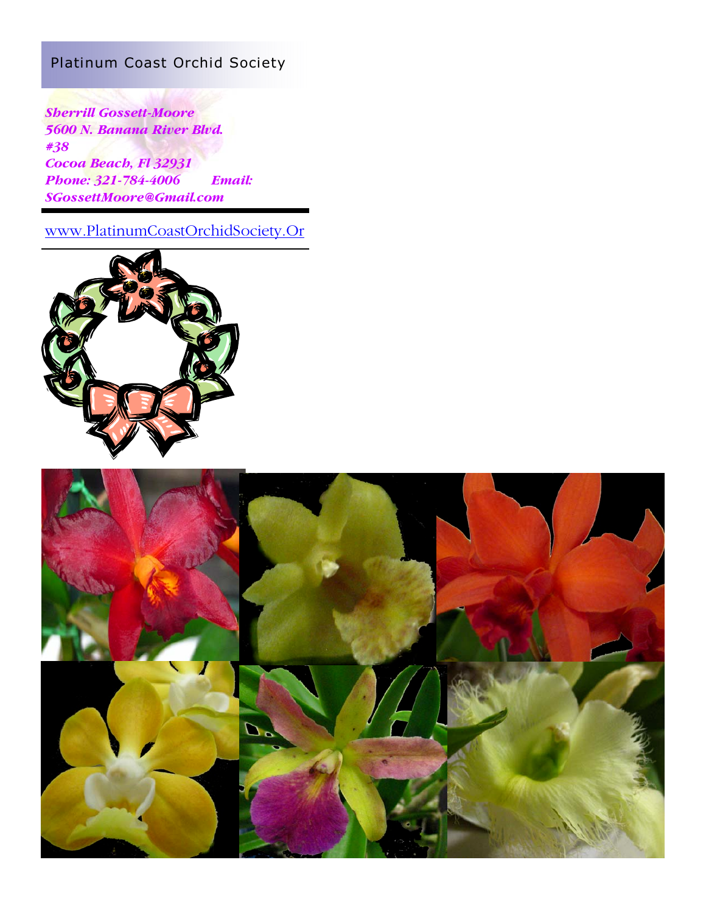Platinum Coast Orchid Society

*Sherrill Gossett-Moore*
*5600 N. Banana River Blvd.*
*#38*
*Cocoa Beach, Fl 32931*
*Phone: 321-784-4006 Email:*
*SGossettMoore@Gmail.com*

www.PlatinumCoastOrchidSociety.Or